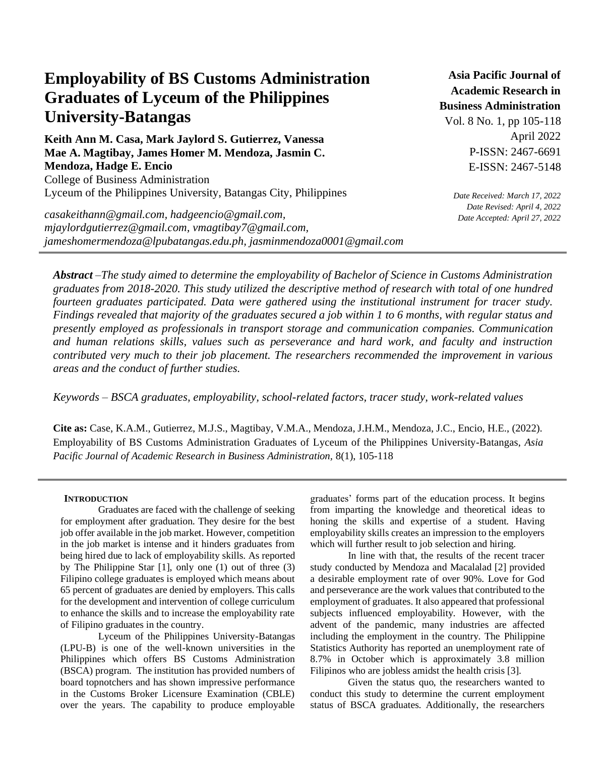# Employability of BS Customs Administration Graduates of Lyceum of the Philippines University-Batangas

**Keith Ann M. Casa, Mark Jaylord S. Gutierrez, Vanessa Mae A. Magtibay, James Homer M. Mendoza, Jasmin C. Mendoza, Hadge E. Encio**
College of Business Administration
Lyceum of the Philippines University, Batangas City, Philippines

*casakeithann@gmail.com, hadgeencio@gmail.com, mjaylordgutierrez@gmail.com, vmagtibay7@gmail.com, jameshomermendoza@lpubatangas.edu.ph, jasminmendoza0001@gmail.com*

**Asia Pacific Journal of Academic Research in Business Administration**
Vol. 8 No. 1, pp 105-118
April 2022
P-ISSN: 2467-6691
E-ISSN: 2467-5148

*Date Received: March 17, 2022*
*Date Revised: April 4, 2022*
*Date Accepted: April 27, 2022*

***Abstract*** *–The study aimed to determine the employability of Bachelor of Science in Customs Administration graduates from 2018-2020. This study utilized the descriptive method of research with total of one hundred fourteen graduates participated. Data were gathered using the institutional instrument for tracer study. Findings revealed that majority of the graduates secured a job within 1 to 6 months, with regular status and presently employed as professionals in transport storage and communication companies. Communication and human relations skills, values such as perseverance and hard work, and faculty and instruction contributed very much to their job placement. The researchers recommended the improvement in various areas and the conduct of further studies.*

*Keywords – BSCA graduates, employability, school-related factors, tracer study, work-related values*

**Cite as:** Case, K.A.M., Gutierrez, M.J.S., Magtibay, V.M.A., Mendoza, J.H.M., Mendoza, J.C., Encio, H.E., (2022). Employability of BS Customs Administration Graduates of Lyceum of the Philippines University-Batangas, *Asia Pacific Journal of Academic Research in Business Administration,* 8(1), 105-118

## INTRODUCTION

Graduates are faced with the challenge of seeking for employment after graduation. They desire for the best job offer available in the job market. However, competition in the job market is intense and it hinders graduates from being hired due to lack of employability skills. As reported by The Philippine Star [1], only one (1) out of three (3) Filipino college graduates is employed which means about 65 percent of graduates are denied by employers. This calls for the development and intervention of college curriculum to enhance the skills and to increase the employability rate of Filipino graduates in the country.

Lyceum of the Philippines University-Batangas (LPU-B) is one of the well-known universities in the Philippines which offers BS Customs Administration (BSCA) program. The institution has provided numbers of board topnotchers and has shown impressive performance in the Customs Broker Licensure Examination (CBLE) over the years. The capability to produce employable graduates' forms part of the education process. It begins from imparting the knowledge and theoretical ideas to honing the skills and expertise of a student. Having employability skills creates an impression to the employers which will further result to job selection and hiring.

In line with that, the results of the recent tracer study conducted by Mendoza and Macalalad [2] provided a desirable employment rate of over 90%. Love for God and perseverance are the work values that contributed to the employment of graduates. It also appeared that professional subjects influenced employability. However, with the advent of the pandemic, many industries are affected including the employment in the country. The Philippine Statistics Authority has reported an unemployment rate of 8.7% in October which is approximately 3.8 million Filipinos who are jobless amidst the health crisis [3].

Given the status quo, the researchers wanted to conduct this study to determine the current employment status of BSCA graduates. Additionally, the researchers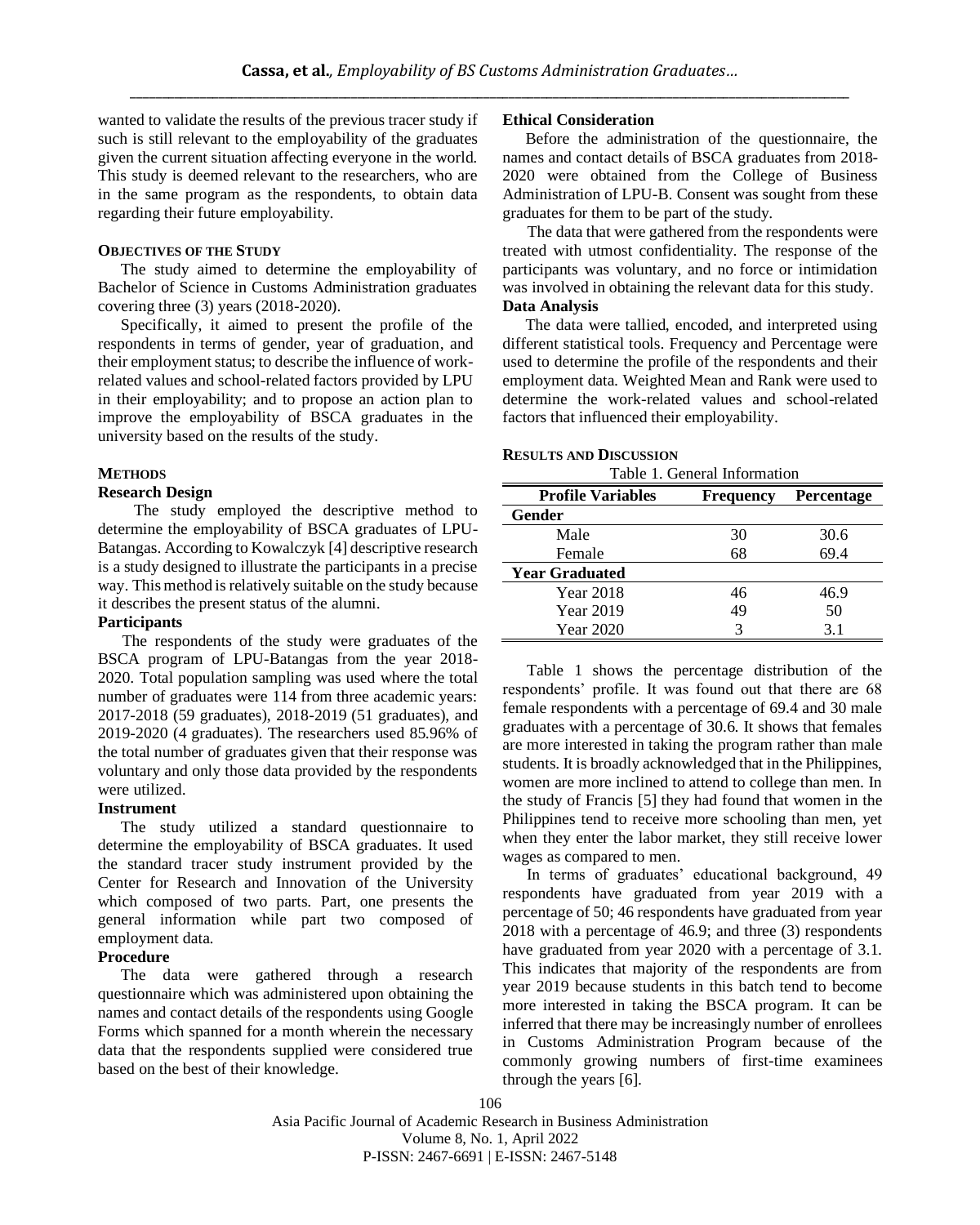wanted to validate the results of the previous tracer study if such is still relevant to the employability of the graduates given the current situation affecting everyone in the world. This study is deemed relevant to the researchers, who are in the same program as the respondents, to obtain data regarding their future employability.

## OBJECTIVES OF THE STUDY

The study aimed to determine the employability of Bachelor of Science in Customs Administration graduates covering three (3) years (2018-2020).

Specifically, it aimed to present the profile of the respondents in terms of gender, year of graduation, and their employment status; to describe the influence of work-related values and school-related factors provided by LPU in their employability; and to propose an action plan to improve the employability of BSCA graduates in the university based on the results of the study.

## METHODS

### Research Design

The study employed the descriptive method to determine the employability of BSCA graduates of LPU-Batangas. According to Kowalczyk [4] descriptive research is a study designed to illustrate the participants in a precise way. This method is relatively suitable on the study because it describes the present status of the alumni.

### Participants

The respondents of the study were graduates of the BSCA program of LPU-Batangas from the year 2018-2020. Total population sampling was used where the total number of graduates were 114 from three academic years: 2017-2018 (59 graduates), 2018-2019 (51 graduates), and 2019-2020 (4 graduates). The researchers used 85.96% of the total number of graduates given that their response was voluntary and only those data provided by the respondents were utilized.

### Instrument

The study utilized a standard questionnaire to determine the employability of BSCA graduates. It used the standard tracer study instrument provided by the Center for Research and Innovation of the University which composed of two parts. Part, one presents the general information while part two composed of employment data.

### Procedure

The data were gathered through a research questionnaire which was administered upon obtaining the names and contact details of the respondents using Google Forms which spanned for a month wherein the necessary data that the respondents supplied were considered true based on the best of their knowledge.

### Ethical Consideration

Before the administration of the questionnaire, the names and contact details of BSCA graduates from 2018-2020 were obtained from the College of Business Administration of LPU-B. Consent was sought from these graduates for them to be part of the study.

The data that were gathered from the respondents were treated with utmost confidentiality. The response of the participants was voluntary, and no force or intimidation was involved in obtaining the relevant data for this study.

### Data Analysis

The data were tallied, encoded, and interpreted using different statistical tools. Frequency and Percentage were used to determine the profile of the respondents and their employment data. Weighted Mean and Rank were used to determine the work-related values and school-related factors that influenced their employability.

## RESULTS AND DISCUSSION

Table 1. General Information

| Profile Variables | Frequency | Percentage |
|---|---|---|
| **Gender** | | |
| Male | 30 | 30.6 |
| Female | 68 | 69.4 |
| **Year Graduated** | | |
| Year 2018 | 46 | 46.9 |
| Year 2019 | 49 | 50 |
| Year 2020 | 3 | 3.1 |

Table 1 shows the percentage distribution of the respondents' profile. It was found out that there are 68 female respondents with a percentage of 69.4 and 30 male graduates with a percentage of 30.6. It shows that females are more interested in taking the program rather than male students. It is broadly acknowledged that in the Philippines, women are more inclined to attend to college than men. In the study of Francis [5] they had found that women in the Philippines tend to receive more schooling than men, yet when they enter the labor market, they still receive lower wages as compared to men.

In terms of graduates' educational background, 49 respondents have graduated from year 2019 with a percentage of 50; 46 respondents have graduated from year 2018 with a percentage of 46.9; and three (3) respondents have graduated from year 2020 with a percentage of 3.1. This indicates that majority of the respondents are from year 2019 because students in this batch tend to become more interested in taking the BSCA program. It can be inferred that there may be increasingly number of enrollees in Customs Administration Program because of the commonly growing numbers of first-time examinees through the years [6].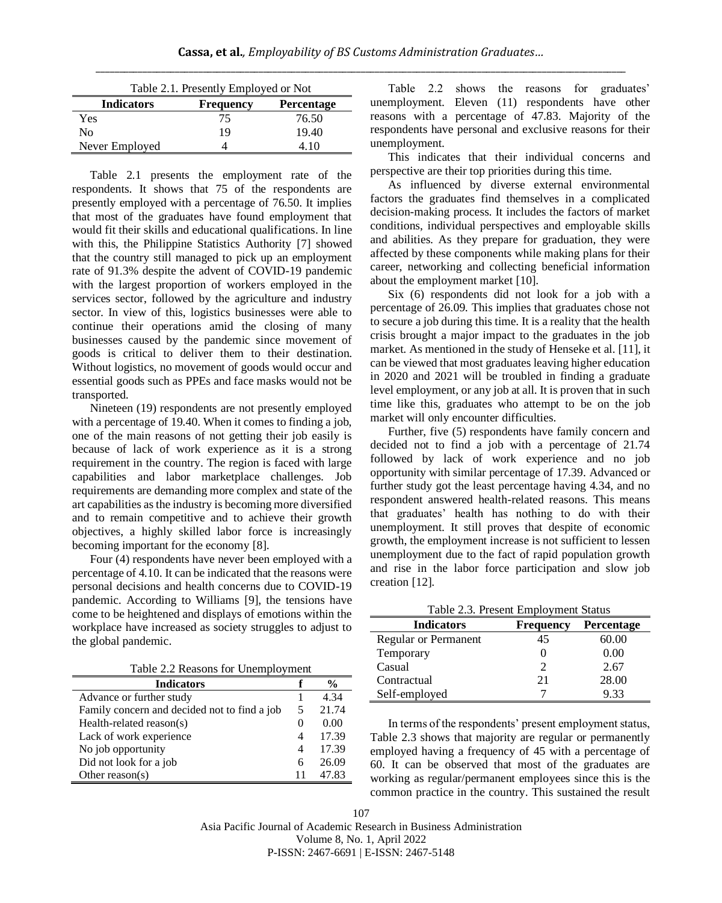Table 2.1. Presently Employed or Not

| Indicators | Frequency | Percentage |
|---|---|---|
| Yes | 75 | 76.50 |
| No | 19 | 19.40 |
| Never Employed | 4 | 4.10 |

Table 2.1 presents the employment rate of the respondents. It shows that 75 of the respondents are presently employed with a percentage of 76.50. It implies that most of the graduates have found employment that would fit their skills and educational qualifications. In line with this, the Philippine Statistics Authority [7] showed that the country still managed to pick up an employment rate of 91.3% despite the advent of COVID-19 pandemic with the largest proportion of workers employed in the services sector, followed by the agriculture and industry sector. In view of this, logistics businesses were able to continue their operations amid the closing of many businesses caused by the pandemic since movement of goods is critical to deliver them to their destination. Without logistics, no movement of goods would occur and essential goods such as PPEs and face masks would not be transported.

Nineteen (19) respondents are not presently employed with a percentage of 19.40. When it comes to finding a job, one of the main reasons of not getting their job easily is because of lack of work experience as it is a strong requirement in the country. The region is faced with large capabilities and labor marketplace challenges. Job requirements are demanding more complex and state of the art capabilities as the industry is becoming more diversified and to remain competitive and to achieve their growth objectives, a highly skilled labor force is increasingly becoming important for the economy [8].

Four (4) respondents have never been employed with a percentage of 4.10. It can be indicated that the reasons were personal decisions and health concerns due to COVID-19 pandemic. According to Williams [9], the tensions have come to be heightened and displays of emotions within the workplace have increased as society struggles to adjust to the global pandemic.

Table 2.2 Reasons for Unemployment

| Indicators | f | % |
|---|---|---|
| Advance or further study | 1 | 4.34 |
| Family concern and decided not to find a job | 5 | 21.74 |
| Health-related reason(s) | 0 | 0.00 |
| Lack of work experience | 4 | 17.39 |
| No job opportunity | 4 | 17.39 |
| Did not look for a job | 6 | 26.09 |
| Other reason(s) | 11 | 47.83 |

Table 2.2 shows the reasons for graduates' unemployment. Eleven (11) respondents have other reasons with a percentage of 47.83. Majority of the respondents have personal and exclusive reasons for their unemployment.

This indicates that their individual concerns and perspective are their top priorities during this time.

As influenced by diverse external environmental factors the graduates find themselves in a complicated decision-making process. It includes the factors of market conditions, individual perspectives and employable skills and abilities. As they prepare for graduation, they were affected by these components while making plans for their career, networking and collecting beneficial information about the employment market [10].

Six (6) respondents did not look for a job with a percentage of 26.09. This implies that graduates chose not to secure a job during this time. It is a reality that the health crisis brought a major impact to the graduates in the job market. As mentioned in the study of Henseke et al. [11], it can be viewed that most graduates leaving higher education in 2020 and 2021 will be troubled in finding a graduate level employment, or any job at all. It is proven that in such time like this, graduates who attempt to be on the job market will only encounter difficulties.

Further, five (5) respondents have family concern and decided not to find a job with a percentage of 21.74 followed by lack of work experience and no job opportunity with similar percentage of 17.39. Advanced or further study got the least percentage having 4.34, and no respondent answered health-related reasons. This means that graduates' health has nothing to do with their unemployment. It still proves that despite of economic growth, the employment increase is not sufficient to lessen unemployment due to the fact of rapid population growth and rise in the labor force participation and slow job creation [12].

Table 2.3. Present Employment Status

| Indicators | Frequency | Percentage |
|---|---|---|
| Regular or Permanent | 45 | 60.00 |
| Temporary | 0 | 0.00 |
| Casual | 2 | 2.67 |
| Contractual | 21 | 28.00 |
| Self-employed | 7 | 9.33 |

In terms of the respondents' present employment status, Table 2.3 shows that majority are regular or permanently employed having a frequency of 45 with a percentage of 60. It can be observed that most of the graduates are working as regular/permanent employees since this is the common practice in the country. This sustained the result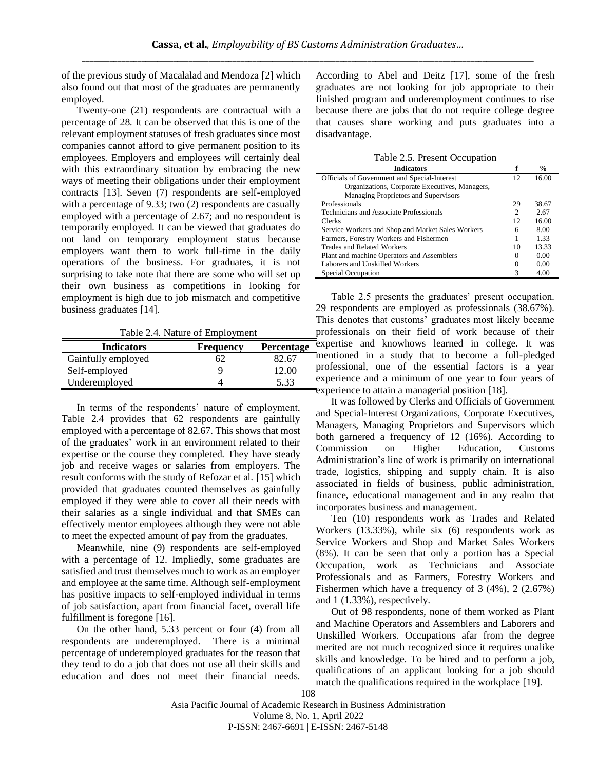of the previous study of Macalalad and Mendoza [2] which also found out that most of the graduates are permanently employed.

Twenty-one (21) respondents are contractual with a percentage of 28. It can be observed that this is one of the relevant employment statuses of fresh graduates since most companies cannot afford to give permanent position to its employees. Employers and employees will certainly deal with this extraordinary situation by embracing the new ways of meeting their obligations under their employment contracts [13]. Seven (7) respondents are self-employed with a percentage of 9.33; two (2) respondents are casually employed with a percentage of 2.67; and no respondent is temporarily employed. It can be viewed that graduates do not land on temporary employment status because employers want them to work full-time in the daily operations of the business. For graduates, it is not surprising to take note that there are some who will set up their own business as competitions in looking for employment is high due to job mismatch and competitive business graduates [14].

Table 2.4. Nature of Employment

| Indicators | Frequency | Percentage |
|---|---|---|
| Gainfully employed | 62 | 82.67 |
| Self-employed | 9 | 12.00 |
| Underemployed | 4 | 5.33 |

In terms of the respondents' nature of employment, Table 2.4 provides that 62 respondents are gainfully employed with a percentage of 82.67. This shows that most of the graduates' work in an environment related to their expertise or the course they completed. They have steady job and receive wages or salaries from employers. The result conforms with the study of Refozar et al. [15] which provided that graduates counted themselves as gainfully employed if they were able to cover all their needs with their salaries as a single individual and that SMEs can effectively mentor employees although they were not able to meet the expected amount of pay from the graduates.

Meanwhile, nine (9) respondents are self-employed with a percentage of 12. Impliedly, some graduates are satisfied and trust themselves much to work as an employer and employee at the same time. Although self-employment has positive impacts to self-employed individual in terms of job satisfaction, apart from financial facet, overall life fulfillment is foregone [16].

On the other hand, 5.33 percent or four (4) from all respondents are underemployed. There is a minimal percentage of underemployed graduates for the reason that they tend to do a job that does not use all their skills and education and does not meet their financial needs. According to Abel and Deitz [17], some of the fresh graduates are not looking for job appropriate to their finished program and underemployment continues to rise because there are jobs that do not require college degree that causes share working and puts graduates into a disadvantage.

Table 2.5. Present Occupation

| Indicators | f | % |
|---|---|---|
| Officials of Government and Special-Interest Organizations, Corporate Executives, Managers, Managing Proprietors and Supervisors | 12 | 16.00 |
| Professionals | 29 | 38.67 |
| Technicians and Associate Professionals | 2 | 2.67 |
| Clerks | 12 | 16.00 |
| Service Workers and Shop and Market Sales Workers | 6 | 8.00 |
| Farmers, Forestry Workers and Fishermen | 1 | 1.33 |
| Trades and Related Workers | 10 | 13.33 |
| Plant and machine Operators and Assemblers | 0 | 0.00 |
| Laborers and Unskilled Workers | 0 | 0.00 |
| Special Occupation | 3 | 4.00 |

Table 2.5 presents the graduates' present occupation. 29 respondents are employed as professionals (38.67%). This denotes that customs' graduates most likely became professionals on their field of work because of their expertise and knowhows learned in college. It was mentioned in a study that to become a full-pledged professional, one of the essential factors is a year experience and a minimum of one year to four years of experience to attain a managerial position [18].

It was followed by Clerks and Officials of Government and Special-Interest Organizations, Corporate Executives, Managers, Managing Proprietors and Supervisors which both garnered a frequency of 12 (16%). According to Commission on Higher Education, Customs Administration's line of work is primarily on international trade, logistics, shipping and supply chain. It is also associated in fields of business, public administration, finance, educational management and in any realm that incorporates business and management.

Ten (10) respondents work as Trades and Related Workers (13.33%), while six (6) respondents work as Service Workers and Shop and Market Sales Workers (8%). It can be seen that only a portion has a Special Occupation, work as Technicians and Associate Professionals and as Farmers, Forestry Workers and Fishermen which have a frequency of 3 (4%), 2 (2.67%) and 1 (1.33%), respectively.

Out of 98 respondents, none of them worked as Plant and Machine Operators and Assemblers and Laborers and Unskilled Workers. Occupations afar from the degree merited are not much recognized since it requires unalike skills and knowledge. To be hired and to perform a job, qualifications of an applicant looking for a job should match the qualifications required in the workplace [19].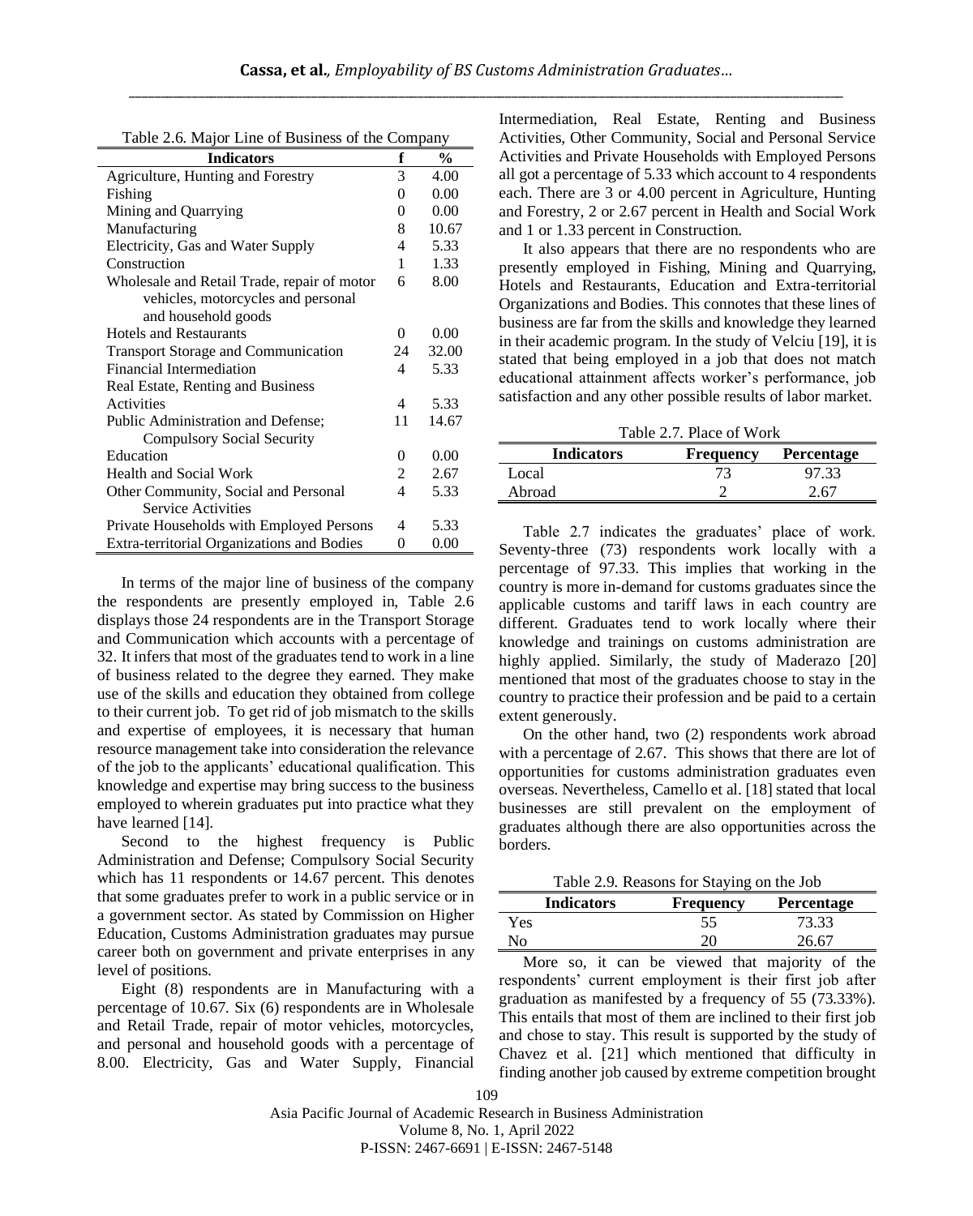Table 2.6. Major Line of Business of the Company

| Indicators | f | % |
|---|---|---|
| Agriculture, Hunting and Forestry | 3 | 4.00 |
| Fishing | 0 | 0.00 |
| Mining and Quarrying | 0 | 0.00 |
| Manufacturing | 8 | 10.67 |
| Electricity, Gas and Water Supply | 4 | 5.33 |
| Construction | 1 | 1.33 |
| Wholesale and Retail Trade, repair of motor vehicles, motorcycles and personal and household goods | 6 | 8.00 |
| Hotels and Restaurants | 0 | 0.00 |
| Transport Storage and Communication | 24 | 32.00 |
| Financial Intermediation | 4 | 5.33 |
| Real Estate, Renting and Business Activities | 4 | 5.33 |
| Public Administration and Defense; Compulsory Social Security | 11 | 14.67 |
| Education | 0 | 0.00 |
| Health and Social Work | 2 | 2.67 |
| Other Community, Social and Personal Service Activities | 4 | 5.33 |
| Private Households with Employed Persons | 4 | 5.33 |
| Extra-territorial Organizations and Bodies | 0 | 0.00 |

In terms of the major line of business of the company the respondents are presently employed in, Table 2.6 displays those 24 respondents are in the Transport Storage and Communication which accounts with a percentage of 32. It infers that most of the graduates tend to work in a line of business related to the degree they earned. They make use of the skills and education they obtained from college to their current job. To get rid of job mismatch to the skills and expertise of employees, it is necessary that human resource management take into consideration the relevance of the job to the applicants' educational qualification. This knowledge and expertise may bring success to the business employed to wherein graduates put into practice what they have learned [14].

Second to the highest frequency is Public Administration and Defense; Compulsory Social Security which has 11 respondents or 14.67 percent. This denotes that some graduates prefer to work in a public service or in a government sector. As stated by Commission on Higher Education, Customs Administration graduates may pursue career both on government and private enterprises in any level of positions.

Eight (8) respondents are in Manufacturing with a percentage of 10.67. Six (6) respondents are in Wholesale and Retail Trade, repair of motor vehicles, motorcycles, and personal and household goods with a percentage of 8.00. Electricity, Gas and Water Supply, Financial Intermediation, Real Estate, Renting and Business Activities, Other Community, Social and Personal Service Activities and Private Households with Employed Persons all got a percentage of 5.33 which account to 4 respondents each. There are 3 or 4.00 percent in Agriculture, Hunting and Forestry, 2 or 2.67 percent in Health and Social Work and 1 or 1.33 percent in Construction.

It also appears that there are no respondents who are presently employed in Fishing, Mining and Quarrying, Hotels and Restaurants, Education and Extra-territorial Organizations and Bodies. This connotes that these lines of business are far from the skills and knowledge they learned in their academic program. In the study of Velciu [19], it is stated that being employed in a job that does not match educational attainment affects worker's performance, job satisfaction and any other possible results of labor market.

Table 2.7. Place of Work

| Indicators | Frequency | Percentage |
|---|---|---|
| Local | 73 | 97.33 |
| Abroad | 2 | 2.67 |

Table 2.7 indicates the graduates' place of work. Seventy-three (73) respondents work locally with a percentage of 97.33. This implies that working in the country is more in-demand for customs graduates since the applicable customs and tariff laws in each country are different. Graduates tend to work locally where their knowledge and trainings on customs administration are highly applied. Similarly, the study of Maderazo [20] mentioned that most of the graduates choose to stay in the country to practice their profession and be paid to a certain extent generously.

On the other hand, two (2) respondents work abroad with a percentage of 2.67. This shows that there are lot of opportunities for customs administration graduates even overseas. Nevertheless, Camello et al. [18] stated that local businesses are still prevalent on the employment of graduates although there are also opportunities across the borders.

Table 2.9. Reasons for Staying on the Job

| Indicators | Frequency | Percentage |
|---|---|---|
| Yes | 55 | 73.33 |
| No | 20 | 26.67 |

More so, it can be viewed that majority of the respondents' current employment is their first job after graduation as manifested by a frequency of 55 (73.33%). This entails that most of them are inclined to their first job and chose to stay. This result is supported by the study of Chavez et al. [21] which mentioned that difficulty in finding another job caused by extreme competition brought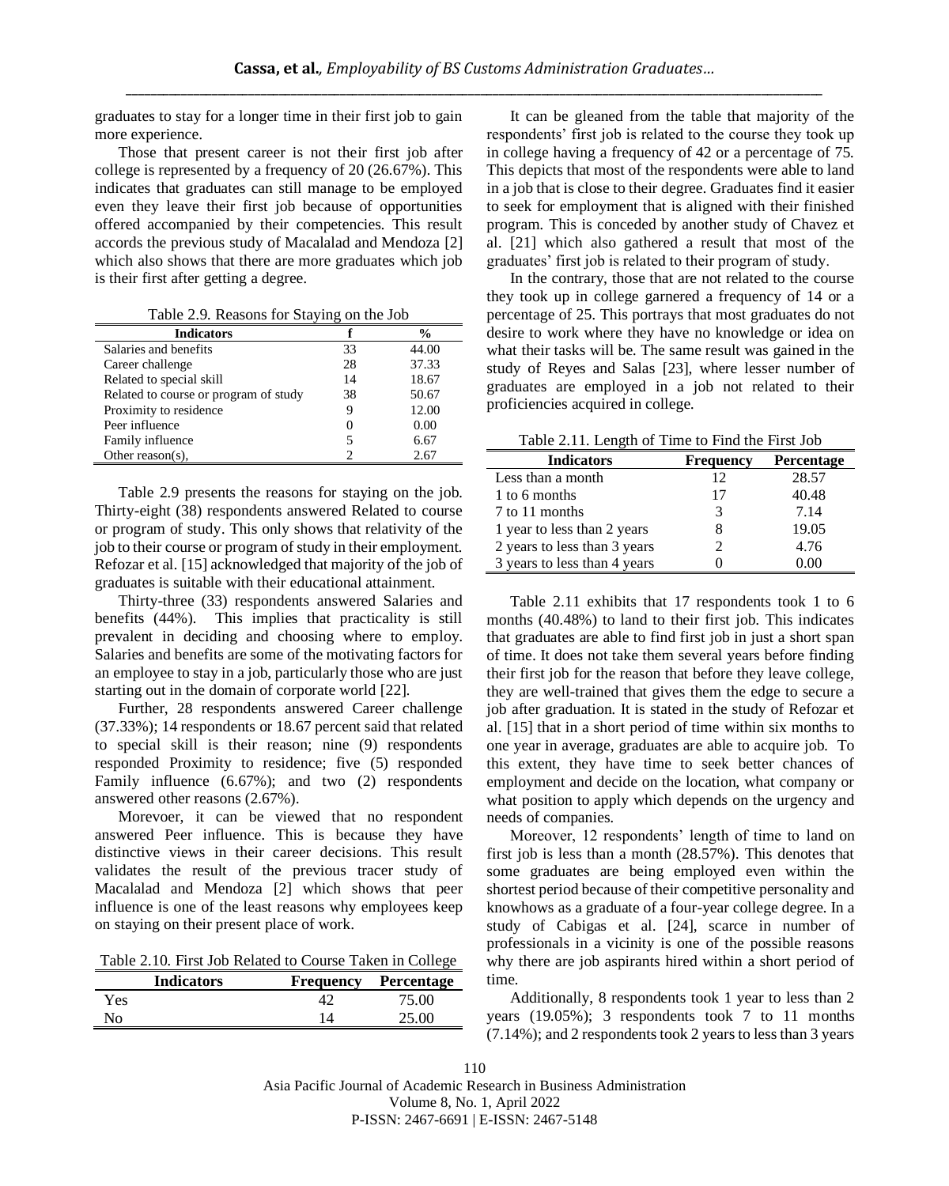graduates to stay for a longer time in their first job to gain more experience.

Those that present career is not their first job after college is represented by a frequency of 20 (26.67%). This indicates that graduates can still manage to be employed even they leave their first job because of opportunities offered accompanied by their competencies. This result accords the previous study of Macalalad and Mendoza [2] which also shows that there are more graduates which job is their first after getting a degree.

Table 2.9. Reasons for Staying on the Job

| Indicators | f | % |
|---|---|---|
| Salaries and benefits | 33 | 44.00 |
| Career challenge | 28 | 37.33 |
| Related to special skill | 14 | 18.67 |
| Related to course or program of study | 38 | 50.67 |
| Proximity to residence | 9 | 12.00 |
| Peer influence | 0 | 0.00 |
| Family influence | 5 | 6.67 |
| Other reason(s), | 2 | 2.67 |

Table 2.9 presents the reasons for staying on the job. Thirty-eight (38) respondents answered Related to course or program of study. This only shows that relativity of the job to their course or program of study in their employment. Refozar et al. [15] acknowledged that majority of the job of graduates is suitable with their educational attainment.

Thirty-three (33) respondents answered Salaries and benefits (44%). This implies that practicality is still prevalent in deciding and choosing where to employ. Salaries and benefits are some of the motivating factors for an employee to stay in a job, particularly those who are just starting out in the domain of corporate world [22].

Further, 28 respondents answered Career challenge (37.33%); 14 respondents or 18.67 percent said that related to special skill is their reason; nine (9) respondents responded Proximity to residence; five (5) responded Family influence (6.67%); and two (2) respondents answered other reasons (2.67%).

Morevoer, it can be viewed that no respondent answered Peer influence. This is because they have distinctive views in their career decisions. This result validates the result of the previous tracer study of Macalalad and Mendoza [2] which shows that peer influence is one of the least reasons why employees keep on staying on their present place of work.

Table 2.10. First Job Related to Course Taken in College

| Indicators | Frequency | Percentage |
|---|---|---|
| Yes | 42 | 75.00 |
| No | 14 | 25.00 |

It can be gleaned from the table that majority of the respondents' first job is related to the course they took up in college having a frequency of 42 or a percentage of 75. This depicts that most of the respondents were able to land in a job that is close to their degree. Graduates find it easier to seek for employment that is aligned with their finished program. This is conceded by another study of Chavez et al. [21] which also gathered a result that most of the graduates' first job is related to their program of study.

In the contrary, those that are not related to the course they took up in college garnered a frequency of 14 or a percentage of 25. This portrays that most graduates do not desire to work where they have no knowledge or idea on what their tasks will be. The same result was gained in the study of Reyes and Salas [23], where lesser number of graduates are employed in a job not related to their proficiencies acquired in college.

Table 2.11. Length of Time to Find the First Job

| Indicators | Frequency | Percentage |
|---|---|---|
| Less than a month | 12 | 28.57 |
| 1 to 6 months | 17 | 40.48 |
| 7 to 11 months | 3 | 7.14 |
| 1 year to less than 2 years | 8 | 19.05 |
| 2 years to less than 3 years | 2 | 4.76 |
| 3 years to less than 4 years | 0 | 0.00 |

Table 2.11 exhibits that 17 respondents took 1 to 6 months (40.48%) to land to their first job. This indicates that graduates are able to find first job in just a short span of time. It does not take them several years before finding their first job for the reason that before they leave college, they are well-trained that gives them the edge to secure a job after graduation. It is stated in the study of Refozar et al. [15] that in a short period of time within six months to one year in average, graduates are able to acquire job. To this extent, they have time to seek better chances of employment and decide on the location, what company or what position to apply which depends on the urgency and needs of companies.

Moreover, 12 respondents' length of time to land on first job is less than a month (28.57%). This denotes that some graduates are being employed even within the shortest period because of their competitive personality and knowhows as a graduate of a four-year college degree. In a study of Cabigas et al. [24], scarce in number of professionals in a vicinity is one of the possible reasons why there are job aspirants hired within a short period of time.

Additionally, 8 respondents took 1 year to less than 2 years (19.05%); 3 respondents took 7 to 11 months (7.14%); and 2 respondents took 2 years to less than 3 years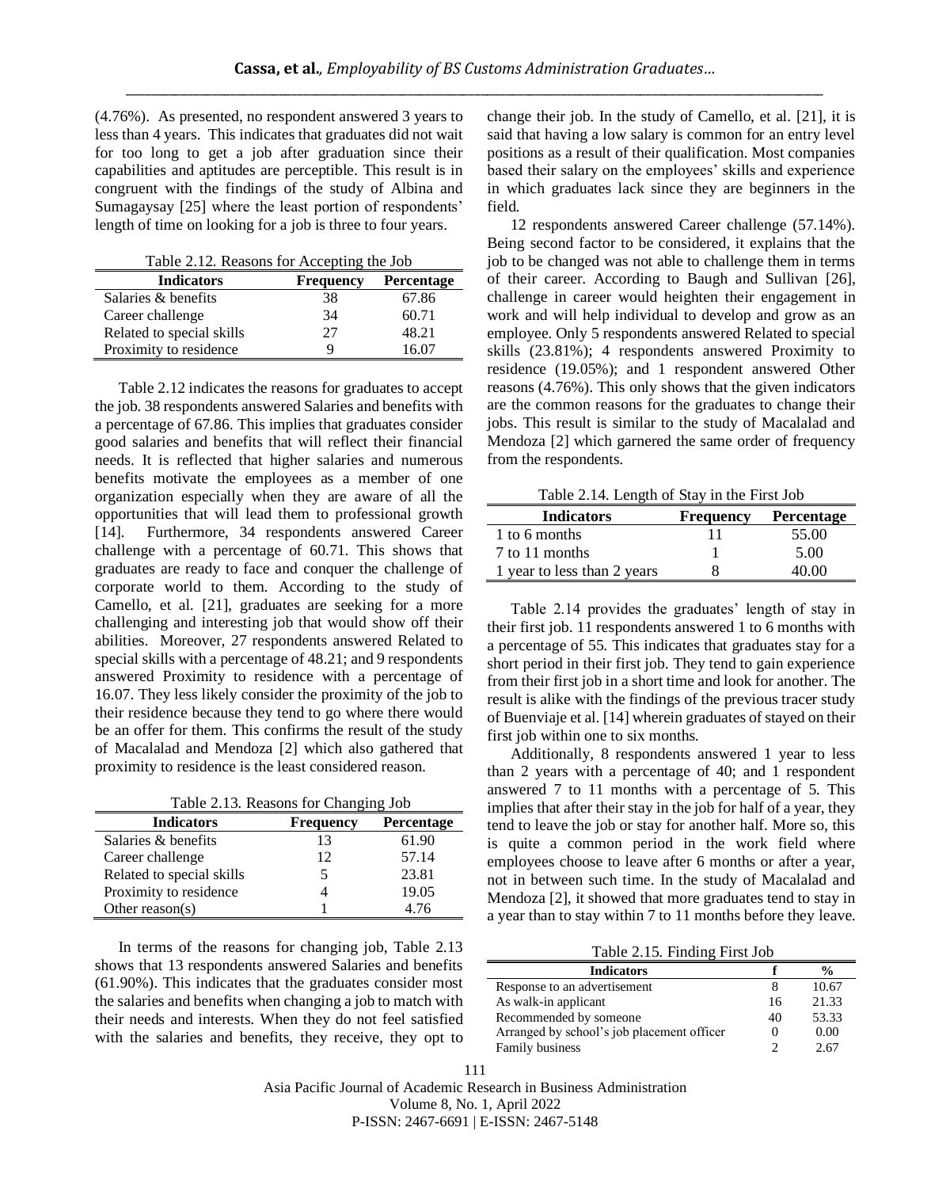(4.76%). As presented, no respondent answered 3 years to less than 4 years. This indicates that graduates did not wait for too long to get a job after graduation since their capabilities and aptitudes are perceptible. This result is in congruent with the findings of the study of Albina and Sumagaysay [25] where the least portion of respondents' length of time on looking for a job is three to four years.

Table 2.12. Reasons for Accepting the Job

| Indicators | Frequency | Percentage |
|---|---|---|
| Salaries & benefits | 38 | 67.86 |
| Career challenge | 34 | 60.71 |
| Related to special skills | 27 | 48.21 |
| Proximity to residence | 9 | 16.07 |

Table 2.12 indicates the reasons for graduates to accept the job. 38 respondents answered Salaries and benefits with a percentage of 67.86. This implies that graduates consider good salaries and benefits that will reflect their financial needs. It is reflected that higher salaries and numerous benefits motivate the employees as a member of one organization especially when they are aware of all the opportunities that will lead them to professional growth [14]. Furthermore, 34 respondents answered Career challenge with a percentage of 60.71. This shows that graduates are ready to face and conquer the challenge of corporate world to them. According to the study of Camello, et al. [21], graduates are seeking for a more challenging and interesting job that would show off their abilities. Moreover, 27 respondents answered Related to special skills with a percentage of 48.21; and 9 respondents answered Proximity to residence with a percentage of 16.07. They less likely consider the proximity of the job to their residence because they tend to go where there would be an offer for them. This confirms the result of the study of Macalalad and Mendoza [2] which also gathered that proximity to residence is the least considered reason.

Table 2.13. Reasons for Changing Job

| Indicators | Frequency | Percentage |
|---|---|---|
| Salaries & benefits | 13 | 61.90 |
| Career challenge | 12 | 57.14 |
| Related to special skills | 5 | 23.81 |
| Proximity to residence | 4 | 19.05 |
| Other reason(s) | 1 | 4.76 |

In terms of the reasons for changing job, Table 2.13 shows that 13 respondents answered Salaries and benefits (61.90%). This indicates that the graduates consider most the salaries and benefits when changing a job to match with their needs and interests. When they do not feel satisfied with the salaries and benefits, they receive, they opt to change their job. In the study of Camello, et al. [21], it is said that having a low salary is common for an entry level positions as a result of their qualification. Most companies based their salary on the employees' skills and experience in which graduates lack since they are beginners in the field.

12 respondents answered Career challenge (57.14%). Being second factor to be considered, it explains that the job to be changed was not able to challenge them in terms of their career. According to Baugh and Sullivan [26], challenge in career would heighten their engagement in work and will help individual to develop and grow as an employee. Only 5 respondents answered Related to special skills (23.81%); 4 respondents answered Proximity to residence (19.05%); and 1 respondent answered Other reasons (4.76%). This only shows that the given indicators are the common reasons for the graduates to change their jobs. This result is similar to the study of Macalalad and Mendoza [2] which garnered the same order of frequency from the respondents.

Table 2.14. Length of Stay in the First Job

| Indicators | Frequency | Percentage |
|---|---|---|
| 1 to 6 months | 11 | 55.00 |
| 7 to 11 months | 1 | 5.00 |
| 1 year to less than 2 years | 8 | 40.00 |

Table 2.14 provides the graduates' length of stay in their first job. 11 respondents answered 1 to 6 months with a percentage of 55. This indicates that graduates stay for a short period in their first job. They tend to gain experience from their first job in a short time and look for another. The result is alike with the findings of the previous tracer study of Buenviaje et al. [14] wherein graduates of stayed on their first job within one to six months.

Additionally, 8 respondents answered 1 year to less than 2 years with a percentage of 40; and 1 respondent answered 7 to 11 months with a percentage of 5. This implies that after their stay in the job for half of a year, they tend to leave the job or stay for another half. More so, this is quite a common period in the work field where employees choose to leave after 6 months or after a year, not in between such time. In the study of Macalalad and Mendoza [2], it showed that more graduates tend to stay in a year than to stay within 7 to 11 months before they leave.

Table 2.15. Finding First Job

| Indicators | f | % |
|---|---|---|
| Response to an advertisement | 8 | 10.67 |
| As walk-in applicant | 16 | 21.33 |
| Recommended by someone | 40 | 53.33 |
| Arranged by school's job placement officer | 0 | 0.00 |
| Family business | 2 | 2.67 |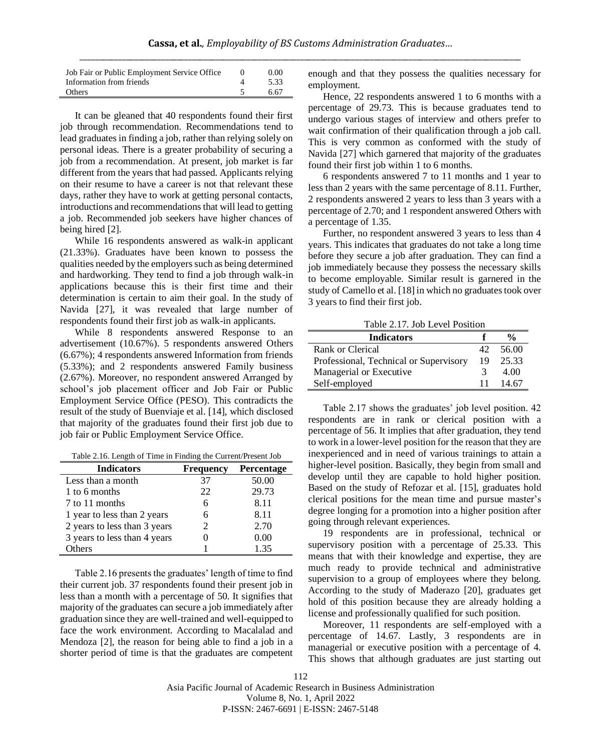| | | |
|---|---|---|
| Job Fair or Public Employment Service Office | 0 | 0.00 |
| Information from friends | 4 | 5.33 |
| Others | 5 | 6.67 |

It can be gleaned that 40 respondents found their first job through recommendation. Recommendations tend to lead graduates in finding a job, rather than relying solely on personal ideas. There is a greater probability of securing a job from a recommendation. At present, job market is far different from the years that had passed. Applicants relying on their resume to have a career is not that relevant these days, rather they have to work at getting personal contacts, introductions and recommendations that will lead to getting a job. Recommended job seekers have higher chances of being hired [2].

While 16 respondents answered as walk-in applicant (21.33%). Graduates have been known to possess the qualities needed by the employers such as being determined and hardworking. They tend to find a job through walk-in applications because this is their first time and their determination is certain to aim their goal. In the study of Navida [27], it was revealed that large number of respondents found their first job as walk-in applicants.

While 8 respondents answered Response to an advertisement (10.67%). 5 respondents answered Others (6.67%); 4 respondents answered Information from friends (5.33%); and 2 respondents answered Family business (2.67%). Moreover, no respondent answered Arranged by school's job placement officer and Job Fair or Public Employment Service Office (PESO). This contradicts the result of the study of Buenviaje et al. [14], which disclosed that majority of the graduates found their first job due to job fair or Public Employment Service Office.

Table 2.16. Length of Time in Finding the Current/Present Job

| Indicators | Frequency | Percentage |
|---|---|---|
| Less than a month | 37 | 50.00 |
| 1 to 6 months | 22 | 29.73 |
| 7 to 11 months | 6 | 8.11 |
| 1 year to less than 2 years | 6 | 8.11 |
| 2 years to less than 3 years | 2 | 2.70 |
| 3 years to less than 4 years | 0 | 0.00 |
| Others | 1 | 1.35 |

Table 2.16 presents the graduates' length of time to find their current job. 37 respondents found their present job in less than a month with a percentage of 50. It signifies that majority of the graduates can secure a job immediately after graduation since they are well-trained and well-equipped to face the work environment. According to Macalalad and Mendoza [2], the reason for being able to find a job in a shorter period of time is that the graduates are competent enough and that they possess the qualities necessary for employment.

Hence, 22 respondents answered 1 to 6 months with a percentage of 29.73. This is because graduates tend to undergo various stages of interview and others prefer to wait confirmation of their qualification through a job call. This is very common as conformed with the study of Navida [27] which garnered that majority of the graduates found their first job within 1 to 6 months.

6 respondents answered 7 to 11 months and 1 year to less than 2 years with the same percentage of 8.11. Further, 2 respondents answered 2 years to less than 3 years with a percentage of 2.70; and 1 respondent answered Others with a percentage of 1.35.

Further, no respondent answered 3 years to less than 4 years. This indicates that graduates do not take a long time before they secure a job after graduation. They can find a job immediately because they possess the necessary skills to become employable. Similar result is garnered in the study of Camello et al. [18] in which no graduates took over 3 years to find their first job.

Table 2.17. Job Level Position

| Indicators | f | % |
|---|---|---|
| Rank or Clerical | 42 | 56.00 |
| Professional, Technical or Supervisory | 19 | 25.33 |
| Managerial or Executive | 3 | 4.00 |
| Self-employed | 11 | 14.67 |

Table 2.17 shows the graduates' job level position. 42 respondents are in rank or clerical position with a percentage of 56. It implies that after graduation, they tend to work in a lower-level position for the reason that they are inexperienced and in need of various trainings to attain a higher-level position. Basically, they begin from small and develop until they are capable to hold higher position. Based on the study of Refozar et al. [15], graduates hold clerical positions for the mean time and pursue master's degree longing for a promotion into a higher position after going through relevant experiences.

19 respondents are in professional, technical or supervisory position with a percentage of 25.33. This means that with their knowledge and expertise, they are much ready to provide technical and administrative supervision to a group of employees where they belong. According to the study of Maderazo [20], graduates get hold of this position because they are already holding a license and professionally qualified for such position.

Moreover, 11 respondents are self-employed with a percentage of 14.67. Lastly, 3 respondents are in managerial or executive position with a percentage of 4. This shows that although graduates are just starting out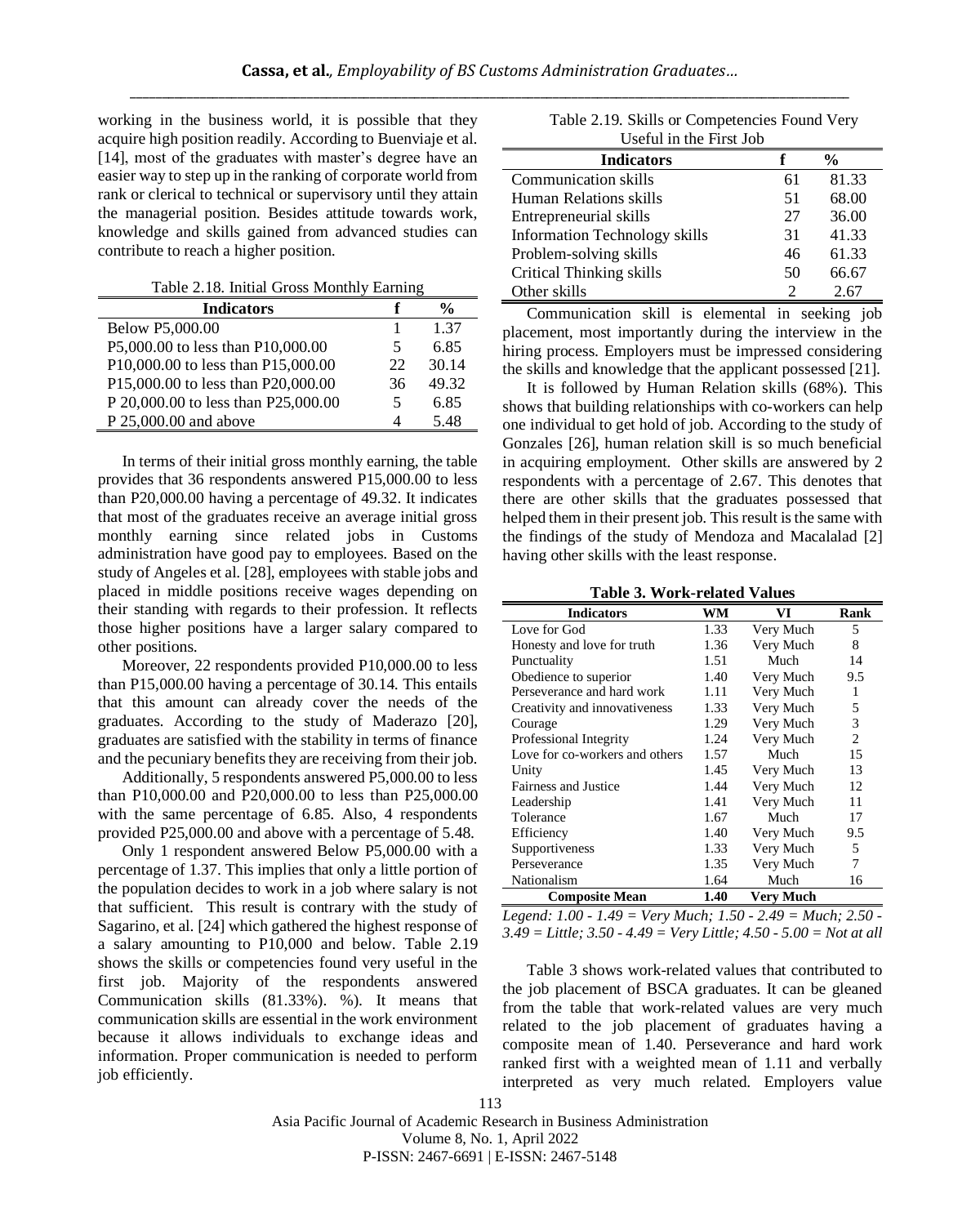working in the business world, it is possible that they acquire high position readily. According to Buenviaje et al. [14], most of the graduates with master's degree have an easier way to step up in the ranking of corporate world from rank or clerical to technical or supervisory until they attain the managerial position. Besides attitude towards work, knowledge and skills gained from advanced studies can contribute to reach a higher position.

Table 2.18. Initial Gross Monthly Earning

| Indicators | f | % |
|---|---|---|
| Below P5,000.00 | 1 | 1.37 |
| P5,000.00 to less than P10,000.00 | 5 | 6.85 |
| P10,000.00 to less than P15,000.00 | 22 | 30.14 |
| P15,000.00 to less than P20,000.00 | 36 | 49.32 |
| P 20,000.00 to less than P25,000.00 | 5 | 6.85 |
| P 25,000.00 and above | 4 | 5.48 |

In terms of their initial gross monthly earning, the table provides that 36 respondents answered P15,000.00 to less than P20,000.00 having a percentage of 49.32. It indicates that most of the graduates receive an average initial gross monthly earning since related jobs in Customs administration have good pay to employees. Based on the study of Angeles et al. [28], employees with stable jobs and placed in middle positions receive wages depending on their standing with regards to their profession. It reflects those higher positions have a larger salary compared to other positions.

Moreover, 22 respondents provided P10,000.00 to less than P15,000.00 having a percentage of 30.14. This entails that this amount can already cover the needs of the graduates. According to the study of Maderazo [20], graduates are satisfied with the stability in terms of finance and the pecuniary benefits they are receiving from their job.

Additionally, 5 respondents answered P5,000.00 to less than P10,000.00 and P20,000.00 to less than P25,000.00 with the same percentage of 6.85. Also, 4 respondents provided P25,000.00 and above with a percentage of 5.48.

Only 1 respondent answered Below P5,000.00 with a percentage of 1.37. This implies that only a little portion of the population decides to work in a job where salary is not that sufficient. This result is contrary with the study of Sagarino, et al. [24] which gathered the highest response of a salary amounting to P10,000 and below. Table 2.19 shows the skills or competencies found very useful in the first job. Majority of the respondents answered Communication skills (81.33%). %). It means that communication skills are essential in the work environment because it allows individuals to exchange ideas and information. Proper communication is needed to perform job efficiently.

Table 2.19. Skills or Competencies Found Very Useful in the First Job

| Indicators | f | % |
|---|---|---|
| Communication skills | 61 | 81.33 |
| Human Relations skills | 51 | 68.00 |
| Entrepreneurial skills | 27 | 36.00 |
| Information Technology skills | 31 | 41.33 |
| Problem-solving skills | 46 | 61.33 |
| Critical Thinking skills | 50 | 66.67 |
| Other skills | 2 | 2.67 |

Communication skill is elemental in seeking job placement, most importantly during the interview in the hiring process. Employers must be impressed considering the skills and knowledge that the applicant possessed [21].

It is followed by Human Relation skills (68%). This shows that building relationships with co-workers can help one individual to get hold of job. According to the study of Gonzales [26], human relation skill is so much beneficial in acquiring employment. Other skills are answered by 2 respondents with a percentage of 2.67. This denotes that there are other skills that the graduates possessed that helped them in their present job. This result is the same with the findings of the study of Mendoza and Macalalad [2] having other skills with the least response.

**Table 3. Work-related Values**

| Indicators | WM | VI | Rank |
|---|---|---|---|
| Love for God | 1.33 | Very Much | 5 |
| Honesty and love for truth | 1.36 | Very Much | 8 |
| Punctuality | 1.51 | Much | 14 |
| Obedience to superior | 1.40 | Very Much | 9.5 |
| Perseverance and hard work | 1.11 | Very Much | 1 |
| Creativity and innovativeness | 1.33 | Very Much | 5 |
| Courage | 1.29 | Very Much | 3 |
| Professional Integrity | 1.24 | Very Much | 2 |
| Love for co-workers and others | 1.57 | Much | 15 |
| Unity | 1.45 | Very Much | 13 |
| Fairness and Justice | 1.44 | Very Much | 12 |
| Leadership | 1.41 | Very Much | 11 |
| Tolerance | 1.67 | Much | 17 |
| Efficiency | 1.40 | Very Much | 9.5 |
| Supportiveness | 1.33 | Very Much | 5 |
| Perseverance | 1.35 | Very Much | 7 |
| Nationalism | 1.64 | Much | 16 |
| **Composite Mean** | **1.40** | **Very Much** | |

*Legend: 1.00 - 1.49 = Very Much; 1.50 - 2.49 = Much; 2.50 - 3.49 = Little; 3.50 - 4.49 = Very Little; 4.50 - 5.00 = Not at all*

Table 3 shows work-related values that contributed to the job placement of BSCA graduates. It can be gleaned from the table that work-related values are very much related to the job placement of graduates having a composite mean of 1.40. Perseverance and hard work ranked first with a weighted mean of 1.11 and verbally interpreted as very much related. Employers value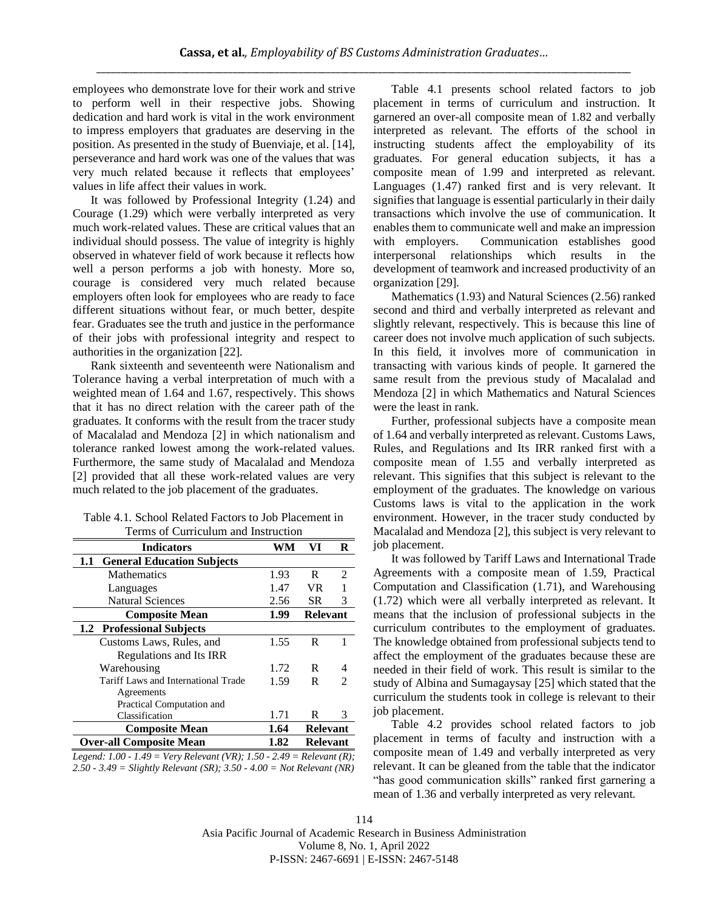employees who demonstrate love for their work and strive to perform well in their respective jobs. Showing dedication and hard work is vital in the work environment to impress employers that graduates are deserving in the position. As presented in the study of Buenviaje, et al. [14], perseverance and hard work was one of the values that was very much related because it reflects that employees' values in life affect their values in work.

It was followed by Professional Integrity (1.24) and Courage (1.29) which were verbally interpreted as very much work-related values. These are critical values that an individual should possess. The value of integrity is highly observed in whatever field of work because it reflects how well a person performs a job with honesty. More so, courage is considered very much related because employers often look for employees who are ready to face different situations without fear, or much better, despite fear. Graduates see the truth and justice in the performance of their jobs with professional integrity and respect to authorities in the organization [22].

Rank sixteenth and seventeenth were Nationalism and Tolerance having a verbal interpretation of much with a weighted mean of 1.64 and 1.67, respectively. This shows that it has no direct relation with the career path of the graduates. It conforms with the result from the tracer study of Macalalad and Mendoza [2] in which nationalism and tolerance ranked lowest among the work-related values. Furthermore, the same study of Macalalad and Mendoza [2] provided that all these work-related values are very much related to the job placement of the graduates.

Table 4.1. School Related Factors to Job Placement in Terms of Curriculum and Instruction

| Indicators | WM | VI | R |
|---|---|---|---|
| **1.1 General Education Subjects** | | | |
| Mathematics | 1.93 | R | 2 |
| Languages | 1.47 | VR | 1 |
| Natural Sciences | 2.56 | SR | 3 |
| **Composite Mean** | **1.99** | **Relevant** | |
| **1.2 Professional Subjects** | | | |
| Customs Laws, Rules, and Regulations and Its IRR | 1.55 | R | 1 |
| Warehousing | 1.72 | R | 4 |
| Tariff Laws and International Trade Agreements | 1.59 | R | 2 |
| Practical Computation and Classification | 1.71 | R | 3 |
| **Composite Mean** | **1.64** | **Relevant** | |
| **Over-all Composite Mean** | **1.82** | **Relevant** | |

*Legend: 1.00 - 1.49 = Very Relevant (VR); 1.50 - 2.49 = Relevant (R); 2.50 - 3.49 = Slightly Relevant (SR); 3.50 - 4.00 = Not Relevant (NR)*

Table 4.1 presents school related factors to job placement in terms of curriculum and instruction. It garnered an over-all composite mean of 1.82 and verbally interpreted as relevant. The efforts of the school in instructing students affect the employability of its graduates. For general education subjects, it has a composite mean of 1.99 and interpreted as relevant. Languages (1.47) ranked first and is very relevant. It signifies that language is essential particularly in their daily transactions which involve the use of communication. It enables them to communicate well and make an impression with employers. Communication establishes good interpersonal relationships which results in the development of teamwork and increased productivity of an organization [29].

Mathematics (1.93) and Natural Sciences (2.56) ranked second and third and verbally interpreted as relevant and slightly relevant, respectively. This is because this line of career does not involve much application of such subjects. In this field, it involves more of communication in transacting with various kinds of people. It garnered the same result from the previous study of Macalalad and Mendoza [2] in which Mathematics and Natural Sciences were the least in rank.

Further, professional subjects have a composite mean of 1.64 and verbally interpreted as relevant. Customs Laws, Rules, and Regulations and Its IRR ranked first with a composite mean of 1.55 and verbally interpreted as relevant. This signifies that this subject is relevant to the employment of the graduates. The knowledge on various Customs laws is vital to the application in the work environment. However, in the tracer study conducted by Macalalad and Mendoza [2], this subject is very relevant to job placement.

It was followed by Tariff Laws and International Trade Agreements with a composite mean of 1.59, Practical Computation and Classification (1.71), and Warehousing (1.72) which were all verbally interpreted as relevant. It means that the inclusion of professional subjects in the curriculum contributes to the employment of graduates. The knowledge obtained from professional subjects tend to affect the employment of the graduates because these are needed in their field of work. This result is similar to the study of Albina and Sumagaysay [25] which stated that the curriculum the students took in college is relevant to their job placement.

Table 4.2 provides school related factors to job placement in terms of faculty and instruction with a composite mean of 1.49 and verbally interpreted as very relevant. It can be gleaned from the table that the indicator "has good communication skills" ranked first garnering a mean of 1.36 and verbally interpreted as very relevant.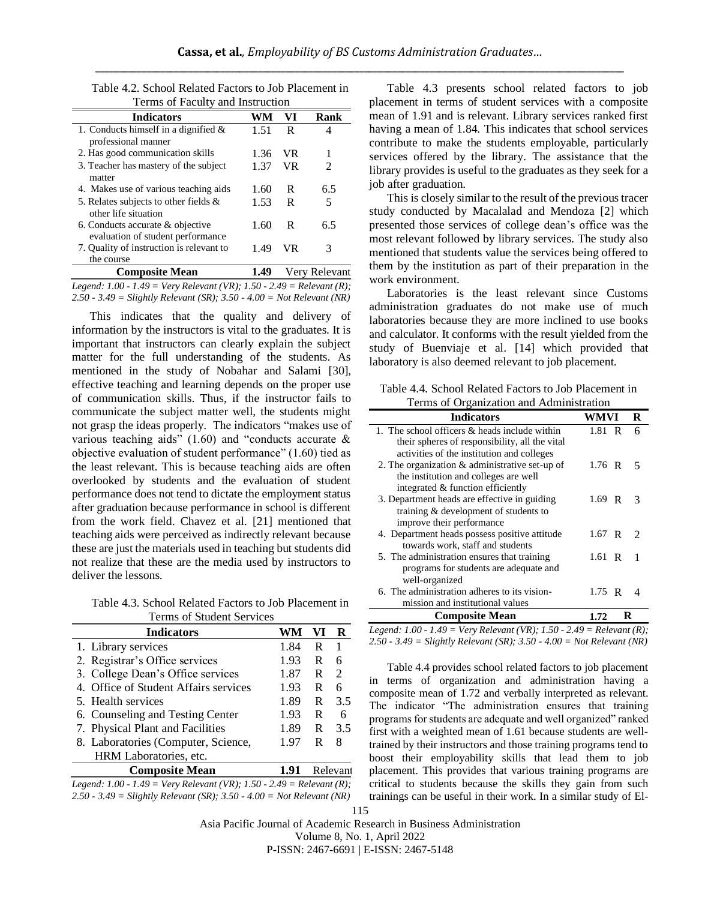Table 4.2. School Related Factors to Job Placement in Terms of Faculty and Instruction

| Indicators | WM | VI | Rank |
|---|---|---|---|
| 1. Conducts himself in a dignified & professional manner | 1.51 | R | 4 |
| 2. Has good communication skills | 1.36 | VR | 1 |
| 3. Teacher has mastery of the subject matter | 1.37 | VR | 2 |
| 4. Makes use of various teaching aids | 1.60 | R | 6.5 |
| 5. Relates subjects to other fields & other life situation | 1.53 | R | 5 |
| 6. Conducts accurate & objective evaluation of student performance | 1.60 | R | 6.5 |
| 7. Quality of instruction is relevant to the course | 1.49 | VR | 3 |
| **Composite Mean** | **1.49** | Very Relevant | |

*Legend: 1.00 - 1.49 = Very Relevant (VR); 1.50 - 2.49 = Relevant (R); 2.50 - 3.49 = Slightly Relevant (SR); 3.50 - 4.00 = Not Relevant (NR)*

This indicates that the quality and delivery of information by the instructors is vital to the graduates. It is important that instructors can clearly explain the subject matter for the full understanding of the students. As mentioned in the study of Nobahar and Salami [30], effective teaching and learning depends on the proper use of communication skills. Thus, if the instructor fails to communicate the subject matter well, the students might not grasp the ideas properly. The indicators "makes use of various teaching aids" (1.60) and "conducts accurate & objective evaluation of student performance" (1.60) tied as the least relevant. This is because teaching aids are often overlooked by students and the evaluation of student performance does not tend to dictate the employment status after graduation because performance in school is different from the work field. Chavez et al. [21] mentioned that teaching aids were perceived as indirectly relevant because these are just the materials used in teaching but students did not realize that these are the media used by instructors to deliver the lessons.

Table 4.3. School Related Factors to Job Placement in Terms of Student Services

| Indicators | WM | VI | R |
|---|---|---|---|
| 1. Library services | 1.84 | R | 1 |
| 2. Registrar's Office services | 1.93 | R | 6 |
| 3. College Dean's Office services | 1.87 | R | 2 |
| 4. Office of Student Affairs services | 1.93 | R | 6 |
| 5. Health services | 1.89 | R | 3.5 |
| 6. Counseling and Testing Center | 1.93 | R | 6 |
| 7. Physical Plant and Facilities | 1.89 | R | 3.5 |
| 8. Laboratories (Computer, Science, HRM Laboratories, etc. | 1.97 | R | 8 |
| **Composite Mean** | **1.91** | Relevant | |

*Legend: 1.00 - 1.49 = Very Relevant (VR); 1.50 - 2.49 = Relevant (R); 2.50 - 3.49 = Slightly Relevant (SR); 3.50 - 4.00 = Not Relevant (NR)*

Table 4.3 presents school related factors to job placement in terms of student services with a composite mean of 1.91 and is relevant. Library services ranked first having a mean of 1.84. This indicates that school services contribute to make the students employable, particularly services offered by the library. The assistance that the library provides is useful to the graduates as they seek for a job after graduation.

This is closely similar to the result of the previous tracer study conducted by Macalalad and Mendoza [2] which presented those services of college dean's office was the most relevant followed by library services. The study also mentioned that students value the services being offered to them by the institution as part of their preparation in the work environment.

Laboratories is the least relevant since Customs administration graduates do not make use of much laboratories because they are more inclined to use books and calculator. It conforms with the result yielded from the study of Buenviaje et al. [14] which provided that laboratory is also deemed relevant to job placement.

Table 4.4. School Related Factors to Job Placement in Terms of Organization and Administration

| Indicators | WM | VI | R |
|---|---|---|---|
| 1. The school officers & heads include within their spheres of responsibility, all the vital activities of the institution and colleges | 1.81 | R | 6 |
| 2. The organization & administrative set-up of the institution and colleges are well integrated & function efficiently | 1.76 | R | 5 |
| 3. Department heads are effective in guiding training & development of students to improve their performance | 1.69 | R | 3 |
| 4. Department heads possess positive attitude towards work, staff and students | 1.67 | R | 2 |
| 5. The administration ensures that training programs for students are adequate and well-organized | 1.61 | R | 1 |
| 6. The administration adheres to its vision-mission and institutional values | 1.75 | R | 4 |
| **Composite Mean** | **1.72** | **R** | |

*Legend: 1.00 - 1.49 = Very Relevant (VR); 1.50 - 2.49 = Relevant (R); 2.50 - 3.49 = Slightly Relevant (SR); 3.50 - 4.00 = Not Relevant (NR)*

Table 4.4 provides school related factors to job placement in terms of organization and administration having a composite mean of 1.72 and verbally interpreted as relevant. The indicator "The administration ensures that training programs for students are adequate and well organized" ranked first with a weighted mean of 1.61 because students are well-trained by their instructors and those training programs tend to boost their employability skills that lead them to job placement. This provides that various training programs are critical to students because the skills they gain from such trainings can be useful in their work. In a similar study of El-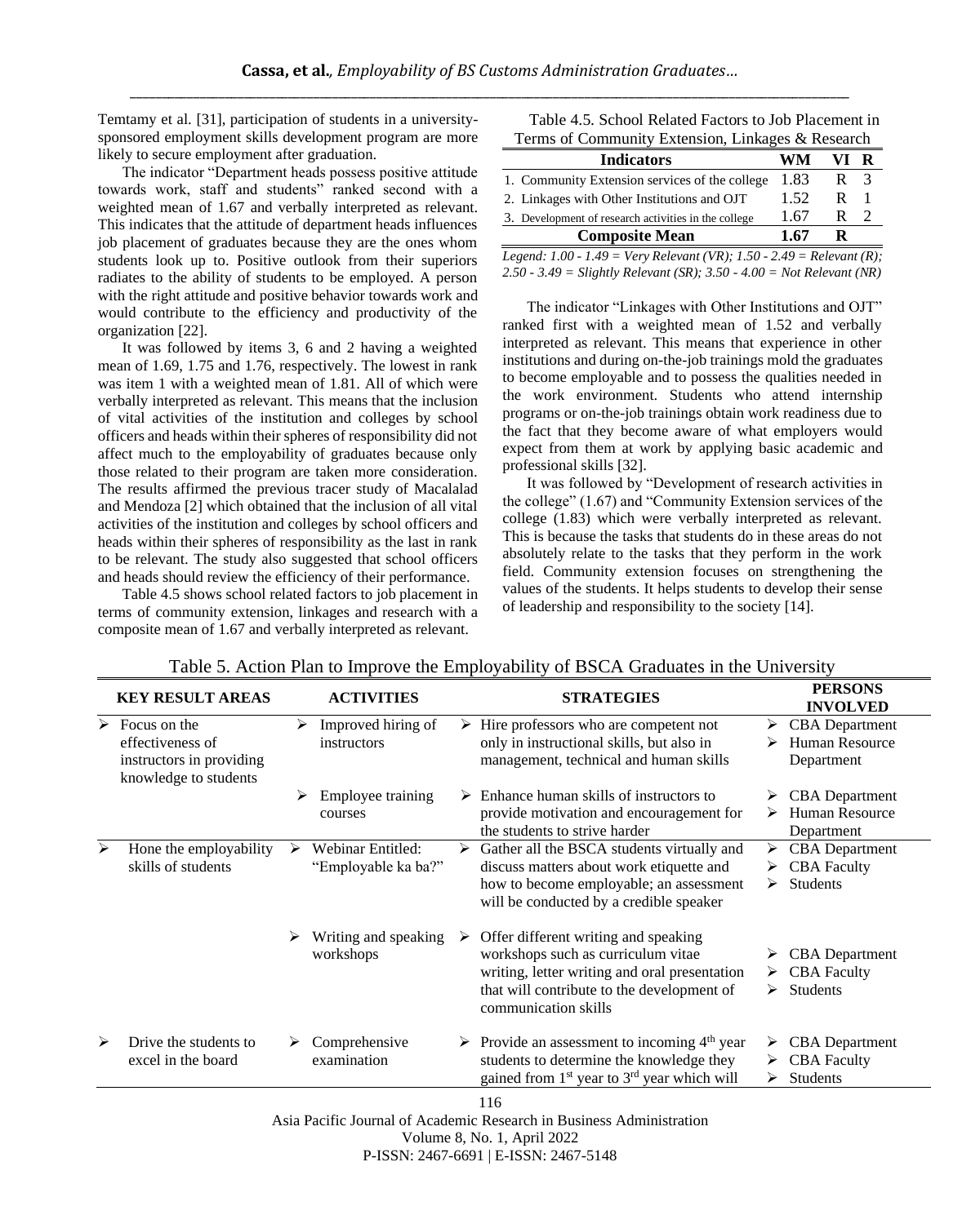Temtamy et al. [31], participation of students in a university-sponsored employment skills development program are more likely to secure employment after graduation.

The indicator "Department heads possess positive attitude towards work, staff and students" ranked second with a weighted mean of 1.67 and verbally interpreted as relevant. This indicates that the attitude of department heads influences job placement of graduates because they are the ones whom students look up to. Positive outlook from their superiors radiates to the ability of students to be employed. A person with the right attitude and positive behavior towards work and would contribute to the efficiency and productivity of the organization [22].

It was followed by items 3, 6 and 2 having a weighted mean of 1.69, 1.75 and 1.76, respectively. The lowest in rank was item 1 with a weighted mean of 1.81. All of which were verbally interpreted as relevant. This means that the inclusion of vital activities of the institution and colleges by school officers and heads within their spheres of responsibility did not affect much to the employability of graduates because only those related to their program are taken more consideration. The results affirmed the previous tracer study of Macalalad and Mendoza [2] which obtained that the inclusion of all vital activities of the institution and colleges by school officers and heads within their spheres of responsibility as the last in rank to be relevant. The study also suggested that school officers and heads should review the efficiency of their performance.

Table 4.5 shows school related factors to job placement in terms of community extension, linkages and research with a composite mean of 1.67 and verbally interpreted as relevant.

Table 4.5. School Related Factors to Job Placement in Terms of Community Extension, Linkages & Research

| Indicators | WM | VI | R |
|---|---|---|---|
| 1. Community Extension services of the college | 1.83 | R | 3 |
| 2. Linkages with Other Institutions and OJT | 1.52 | R | 1 |
| 3. Development of research activities in the college | 1.67 | R | 2 |
| **Composite Mean** | **1.67** | **R** | |

*Legend: 1.00 - 1.49 = Very Relevant (VR); 1.50 - 2.49 = Relevant (R); 2.50 - 3.49 = Slightly Relevant (SR); 3.50 - 4.00 = Not Relevant (NR)*

The indicator "Linkages with Other Institutions and OJT" ranked first with a weighted mean of 1.52 and verbally interpreted as relevant. This means that experience in other institutions and during on-the-job trainings mold the graduates to become employable and to possess the qualities needed in the work environment. Students who attend internship programs or on-the-job trainings obtain work readiness due to the fact that they become aware of what employers would expect from them at work by applying basic academic and professional skills [32].

It was followed by "Development of research activities in the college" (1.67) and "Community Extension services of the college (1.83) which were verbally interpreted as relevant. This is because the tasks that students do in these areas do not absolutely relate to the tasks that they perform in the work field. Community extension focuses on strengthening the values of the students. It helps students to develop their sense of leadership and responsibility to the society [14].

Table 5. Action Plan to Improve the Employability of BSCA Graduates in the University

| KEY RESULT AREAS | ACTIVITIES | STRATEGIES | PERSONS INVOLVED |
|---|---|---|---|
| ➢ Focus on the effectiveness of instructors in providing knowledge to students | ➢ Improved hiring of instructors | ➢ Hire professors who are competent not only in instructional skills, but also in management, technical and human skills | ➢ CBA Department<br>➢ Human Resource Department |
| | ➢ Employee training courses | ➢ Enhance human skills of instructors to provide motivation and encouragement for the students to strive harder | ➢ CBA Department<br>➢ Human Resource Department |
| ➢ Hone the employability skills of students | ➢ Webinar Entitled: "Employable ka ba?" | ➢ Gather all the BSCA students virtually and discuss matters about work etiquette and how to become employable; an assessment will be conducted by a credible speaker | ➢ CBA Department<br>➢ CBA Faculty<br>➢ Students |
| | ➢ Writing and speaking workshops | ➢ Offer different writing and speaking workshops such as curriculum vitae writing, letter writing and oral presentation that will contribute to the development of communication skills | ➢ CBA Department<br>➢ CBA Faculty<br>➢ Students |
| ➢ Drive the students to excel in the board | ➢ Comprehensive examination | ➢ Provide an assessment to incoming 4th year students to determine the knowledge they gained from 1st year to 3rd year which will | ➢ CBA Department<br>➢ CBA Faculty<br>➢ Students |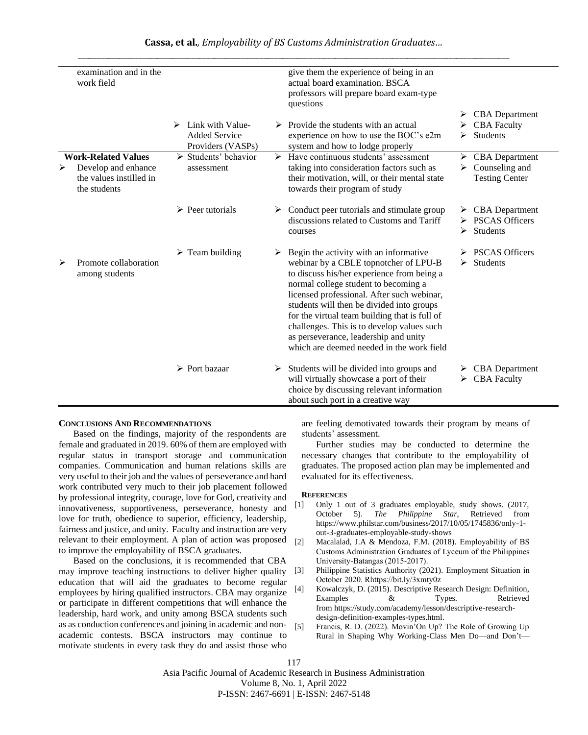| | | | |
|---|---|---|---|
| examination and in the work field | | give them the experience of being in an actual board examination. BSCA professors will prepare board exam-type questions | |
| | ➢ Link with Value-Added Service Providers (VASPs) | ➢ Provide the students with an actual experience on how to use the BOC's e2m system and how to lodge properly | ➢ CBA Department<br>➢ CBA Faculty<br>➢ Students |
| **Work-Related Values**<br>➢ Develop and enhance the values instilled in the students | ➢ Students' behavior assessment | ➢ Have continuous students' assessment taking into consideration factors such as their motivation, will, or their mental state towards their program of study | ➢ CBA Department<br>➢ Counseling and Testing Center |
| | ➢ Peer tutorials | ➢ Conduct peer tutorials and stimulate group discussions related to Customs and Tariff courses | ➢ CBA Department<br>➢ PSCAS Officers<br>➢ Students |
| ➢ Promote collaboration among students | ➢ Team building | ➢ Begin the activity with an informative webinar by a CBLE topnotcher of LPU-B to discuss his/her experience from being a normal college student to becoming a licensed professional. After such webinar, students will then be divided into groups for the virtual team building that is full of challenges. This is to develop values such as perseverance, leadership and unity which are deemed needed in the work field | ➢ PSCAS Officers<br>➢ Students |
| | ➢ Port bazaar | ➢ Students will be divided into groups and will virtually showcase a port of their choice by discussing relevant information about such port in a creative way | ➢ CBA Department<br>➢ CBA Faculty |

## Conclusions And Recommendations

Based on the findings, majority of the respondents are female and graduated in 2019. 60% of them are employed with regular status in transport storage and communication companies. Communication and human relations skills are very useful to their job and the values of perseverance and hard work contributed very much to their job placement followed by professional integrity, courage, love for God, creativity and innovativeness, supportiveness, perseverance, honesty and love for truth, obedience to superior, efficiency, leadership, fairness and justice, and unity. Faculty and instruction are very relevant to their employment. A plan of action was proposed to improve the employability of BSCA graduates.

Based on the conclusions, it is recommended that CBA may improve teaching instructions to deliver higher quality education that will aid the graduates to become regular employees by hiring qualified instructors. CBA may organize or participate in different competitions that will enhance the leadership, hard work, and unity among BSCA students such as as conduction conferences and joining in academic and non-academic contests. BSCA instructors may continue to motivate students in every task they do and assist those who are feeling demotivated towards their program by means of students' assessment.

Further studies may be conducted to determine the necessary changes that contribute to the employability of graduates. The proposed action plan may be implemented and evaluated for its effectiveness.

### References

[1] Only 1 out of 3 graduates employable, study shows. (2017, October 5). *The Philippine Star*, Retrieved from https://www.philstar.com/business/2017/10/05/1745836/only-1-out-3-graduates-employable-study-shows

[2] Macalalad, J.A & Mendoza, F.M. (2018). Employability of BS Customs Administration Graduates of Lyceum of the Philippines University-Batangas (2015-2017).

[3] Philippine Statistics Authority (2021). Employment Situation in October 2020. Rhttps://bit.ly/3xmty0z

[4] Kowalczyk, D. (2015). Descriptive Research Design: Definition, Examples & Types. Retrieved from https://study.com/academy/lesson/descriptive-research-design-definition-examples-types.html.

[5] Francis, R. D. (2022). Movin'On Up? The Role of Growing Up Rural in Shaping Why Working-Class Men Do—and Don't—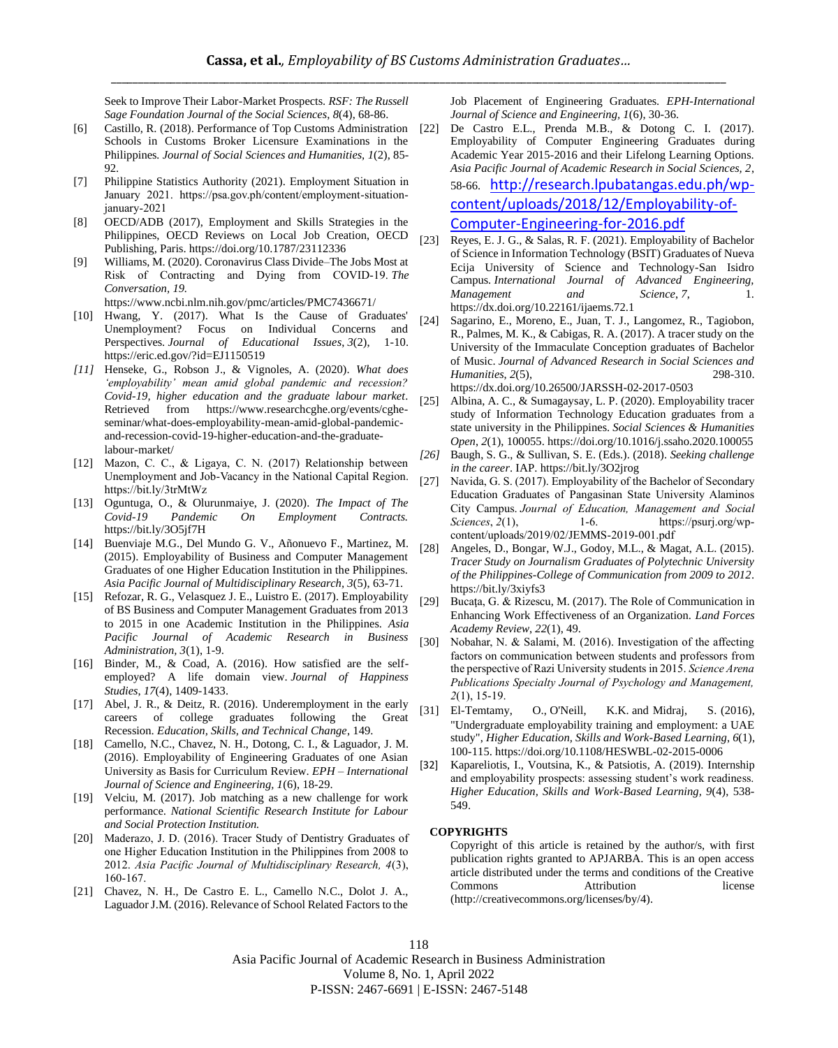Seek to Improve Their Labor-Market Prospects. *RSF: The Russell Sage Foundation Journal of the Social Sciences, 8*(4), 68-86.

[6] Castillo, R. (2018). Performance of Top Customs Administration Schools in Customs Broker Licensure Examinations in the Philippines. *Journal of Social Sciences and Humanities, 1*(2), 85-92.

[7] Philippine Statistics Authority (2021). Employment Situation in January 2021. https://psa.gov.ph/content/employment-situation-january-2021

[8] OECD/ADB (2017), Employment and Skills Strategies in the Philippines, OECD Reviews on Local Job Creation, OECD Publishing, Paris. https://doi.org/10.1787/23112336

[9] Williams, M. (2020). Coronavirus Class Divide–The Jobs Most at Risk of Contracting and Dying from COVID-19. *The Conversation, 19.* https://www.ncbi.nlm.nih.gov/pmc/articles/PMC7436671/

[10] Hwang, Y. (2017). What Is the Cause of Graduates' Unemployment? Focus on Individual Concerns and Perspectives. *Journal of Educational Issues, 3*(2), 1-10. https://eric.ed.gov/?id=EJ1150519

*[11]* Henseke, G., Robson J., & Vignoles, A. (2020). *What does 'employability' mean amid global pandemic and recession? Covid-19, higher education and the graduate labour market*. Retrieved from https://www.researchcghe.org/events/cghe-seminar/what-does-employability-mean-amid-global-pandemic-and-recession-covid-19-higher-education-and-the-graduate-labour-market/

[12] Mazon, C. C., & Ligaya, C. N. (2017) Relationship between Unemployment and Job-Vacancy in the National Capital Region. https://bit.ly/3trMtWz

[13] Oguntuga, O., & Olurunmaiye, J. (2020). *The Impact of The Covid-19 Pandemic On Employment Contracts.* https://bit.ly/3O5jf7H

[14] Buenviaje M.G., Del Mundo G. V., Añonuevo F., Martinez, M. (2015). Employability of Business and Computer Management Graduates of one Higher Education Institution in the Philippines. *Asia Pacific Journal of Multidisciplinary Research, 3*(5), 63-71.

[15] Refozar, R. G., Velasquez J. E., Luistro E. (2017). Employability of BS Business and Computer Management Graduates from 2013 to 2015 in one Academic Institution in the Philippines. *Asia Pacific Journal of Academic Research in Business Administration, 3*(1), 1-9.

[16] Binder, M., & Coad, A. (2016). How satisfied are the self-employed? A life domain view. *Journal of Happiness Studies, 17*(4), 1409-1433.

[17] Abel, J. R., & Deitz, R. (2016). Underemployment in the early careers of college graduates following the Great Recession. *Education, Skills, and Technical Change*, 149.

[18] Camello, N.C., Chavez, N. H., Dotong, C. I., & Laguador, J. M. (2016). Employability of Engineering Graduates of one Asian University as Basis for Curriculum Review. *EPH – International Journal of Science and Engineering, 1*(6), 18-29.

[19] Velciu, M. (2017). Job matching as a new challenge for work performance. *National Scientific Research Institute for Labour and Social Protection Institution.*

[20] Maderazo, J. D. (2016). Tracer Study of Dentistry Graduates of one Higher Education Institution in the Philippines from 2008 to 2012. *Asia Pacific Journal of Multidisciplinary Research, 4*(3), 160-167.

[21] Chavez, N. H., De Castro E. L., Camello N.C., Dolot J. A., Laguador J.M. (2016). Relevance of School Related Factors to the Job Placement of Engineering Graduates. *EPH-International Journal of Science and Engineering, 1*(6), 30-36.

[22] De Castro E.L., Prenda M.B., & Dotong C. I. (2017). Employability of Computer Engineering Graduates during Academic Year 2015-2016 and their Lifelong Learning Options. *Asia Pacific Journal of Academic Research in Social Sciences, 2*, 58-66. http://research.lpubatangas.edu.ph/wp-content/uploads/2018/12/Employability-of-Computer-Engineering-for-2016.pdf

[23] Reyes, E. J. G., & Salas, R. F. (2021). Employability of Bachelor of Science in Information Technology (BSIT) Graduates of Nueva Ecija University of Science and Technology-San Isidro Campus. *International Journal of Advanced Engineering, Management and Science, 7*, 1. https://dx.doi.org/10.22161/ijaems.72.1

[24] Sagarino, E., Moreno, E., Juan, T. J., Langomez, R., Tagiobon, R., Palmes, M. K., & Cabigas, R. A. (2017). A tracer study on the University of the Immaculate Conception graduates of Bachelor of Music. *Journal of Advanced Research in Social Sciences and Humanities, 2*(5), 298-310. https://dx.doi.org/10.26500/JARSSH-02-2017-0503

[25] Albina, A. C., & Sumagaysay, L. P. (2020). Employability tracer study of Information Technology Education graduates from a state university in the Philippines. *Social Sciences & Humanities Open, 2*(1), 100055. https://doi.org/10.1016/j.ssaho.2020.100055

*[26]* Baugh, S. G., & Sullivan, S. E. (Eds.). (2018). *Seeking challenge in the career*. IAP. https://bit.ly/3O2jrog

[27] Navida, G. S. (2017). Employability of the Bachelor of Secondary Education Graduates of Pangasinan State University Alaminos City Campus. *Journal of Education, Management and Social Sciences, 2*(1), 1-6. https://psurj.org/wp-content/uploads/2019/02/JEMMS-2019-001.pdf

[28] Angeles, D., Bongar, W.J., Godoy, M.L., & Magat, A.L. (2015). *Tracer Study on Journalism Graduates of Polytechnic University of the Philippines-College of Communication from 2009 to 2012*. https://bit.ly/3xiyfs3

[29] Bucaţa, G. & Rizescu, M. (2017). The Role of Communication in Enhancing Work Effectiveness of an Organization. *Land Forces Academy Review, 22*(1), 49.

[30] Nobahar, N. & Salami, M. (2016). Investigation of the affecting factors on communication between students and professors from the perspective of Razi University students in 2015. *Science Arena Publications Specialty Journal of Psychology and Management, 2*(1), 15-19.

[31] El-Temtamy, O., O'Neill, K.K. and Midraj, S. (2016), "Undergraduate employability training and employment: a UAE study", *Higher Education, Skills and Work-Based Learning, 6*(1), 100-115. https://doi.org/10.1108/HESWBL-02-2015-0006

[32] Kapareliotis, I., Voutsina, K., & Patsiotis, A. (2019). Internship and employability prospects: assessing student's work readiness. *Higher Education, Skills and Work-Based Learning, 9*(4), 538-549.

**COPYRIGHTS**

Copyright of this article is retained by the author/s, with first publication rights granted to APJARBA. This is an open access article distributed under the terms and conditions of the Creative Commons Attribution license (http://creativecommons.org/licenses/by/4).